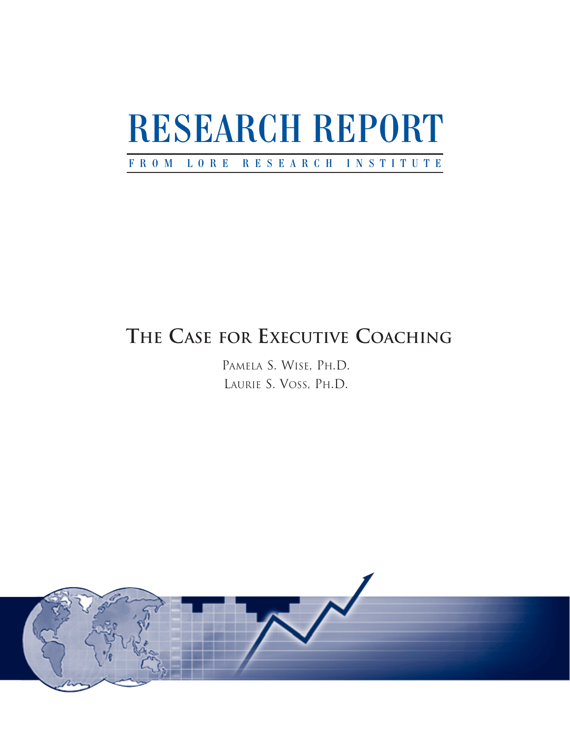# RESEARCH REPORT

FROM LORE RESEARCH INSTITUTE

## The Case for Executive Coaching

Pamela S. Wise, Ph.D.

Laurie S. Voss, Ph.D.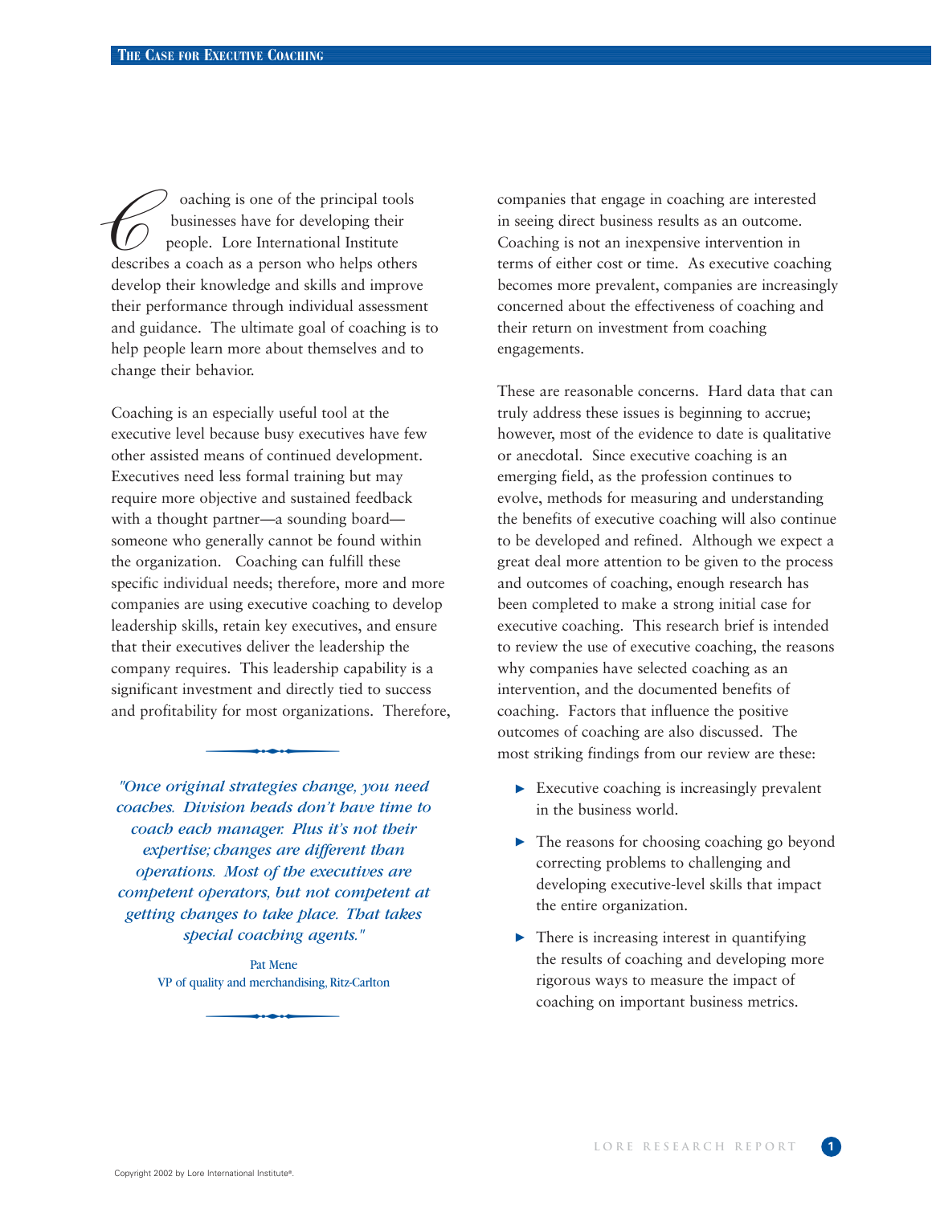Coaching is one of the principal tools businesses have for developing their people. Lore International Institute describes a coach as a person who helps others develop their knowledge and skills and improve their performance through individual assessment and guidance. The ultimate goal of coaching is to help people learn more about themselves and to change their behavior.

Coaching is an especially useful tool at the executive level because busy executives have few other assisted means of continued development. Executives need less formal training but may require more objective and sustained feedback with a thought partner—a sounding board—someone who generally cannot be found within the organization. Coaching can fulfill these specific individual needs; therefore, more and more companies are using executive coaching to develop leadership skills, retain key executives, and ensure that their executives deliver the leadership the company requires. This leadership capability is a significant investment and directly tied to success and profitability for most organizations. Therefore, companies that engage in coaching are interested in seeing direct business results as an outcome. Coaching is not an inexpensive intervention in terms of either cost or time. As executive coaching becomes more prevalent, companies are increasingly concerned about the effectiveness of coaching and their return on investment from coaching engagements.

> *"Once original strategies change, you need coaches. Division heads don't have time to coach each manager. Plus it's not their expertise; changes are different than operations. Most of the executives are competent operators, but not competent at getting changes to take place. That takes special coaching agents."*
>
> Pat Mene
> VP of quality and merchandising, Ritz-Carlton

These are reasonable concerns. Hard data that can truly address these issues is beginning to accrue; however, most of the evidence to date is qualitative or anecdotal. Since executive coaching is an emerging field, as the profession continues to evolve, methods for measuring and understanding the benefits of executive coaching will also continue to be developed and refined. Although we expect a great deal more attention to be given to the process and outcomes of coaching, enough research has been completed to make a strong initial case for executive coaching. This research brief is intended to review the use of executive coaching, the reasons why companies have selected coaching as an intervention, and the documented benefits of coaching. Factors that influence the positive outcomes of coaching are also discussed. The most striking findings from our review are these:

- Executive coaching is increasingly prevalent in the business world.
- The reasons for choosing coaching go beyond correcting problems to challenging and developing executive-level skills that impact the entire organization.
- There is increasing interest in quantifying the results of coaching and developing more rigorous ways to measure the impact of coaching on important business metrics.

Copyright 2002 by Lore International Institute®.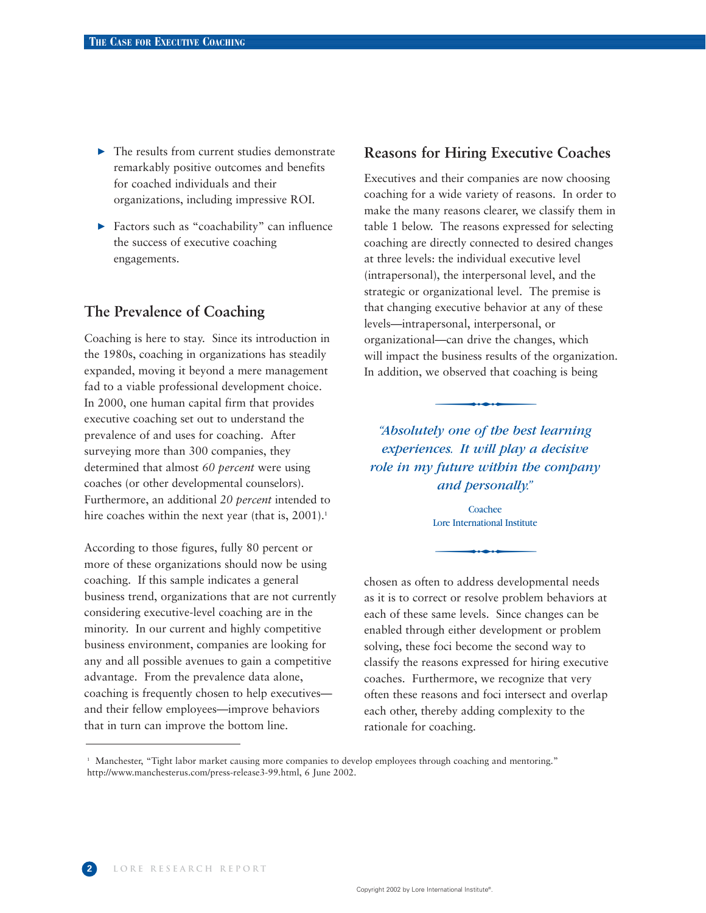- The results from current studies demonstrate remarkably positive outcomes and benefits for coached individuals and their organizations, including impressive ROI.
- Factors such as "coachability" can influence the success of executive coaching engagements.

## The Prevalence of Coaching

Coaching is here to stay. Since its introduction in the 1980s, coaching in organizations has steadily expanded, moving it beyond a mere management fad to a viable professional development choice. In 2000, one human capital firm that provides executive coaching set out to understand the prevalence of and uses for coaching. After surveying more than 300 companies, they determined that almost *60 percent* were using coaches (or other developmental counselors). Furthermore, an additional *20 percent* intended to hire coaches within the next year (that is, 2001).[1]

According to those figures, fully 80 percent or more of these organizations should now be using coaching. If this sample indicates a general business trend, organizations that are not currently considering executive-level coaching are in the minority. In our current and highly competitive business environment, companies are looking for any and all possible avenues to gain a competitive advantage. From the prevalence data alone, coaching is frequently chosen to help executives—and their fellow employees—improve behaviors that in turn can improve the bottom line.

## Reasons for Hiring Executive Coaches

Executives and their companies are now choosing coaching for a wide variety of reasons. In order to make the many reasons clearer, we classify them in table 1 below. The reasons expressed for selecting coaching are directly connected to desired changes at three levels: the individual executive level (intrapersonal), the interpersonal level, and the strategic or organizational level. The premise is that changing executive behavior at any of these levels—intrapersonal, interpersonal, or organizational—can drive the changes, which will impact the business results of the organization. In addition, we observed that coaching is being chosen as often to address developmental needs as it is to correct or resolve problem behaviors at each of these same levels. Since changes can be enabled through either development or problem solving, these foci become the second way to classify the reasons expressed for hiring executive coaches. Furthermore, we recognize that very often these reasons and foci intersect and overlap each other, thereby adding complexity to the rationale for coaching.

> *"Absolutely one of the best learning experiences. It will play a decisive role in my future within the company and personally."*
>
> Coachee
> Lore International Institute

[1] Manchester, "Tight labor market causing more companies to develop employees through coaching and mentoring." http://www.manchesterus.com/press-release3-99.html, 6 June 2002.

Copyright 2002 by Lore International Institute®.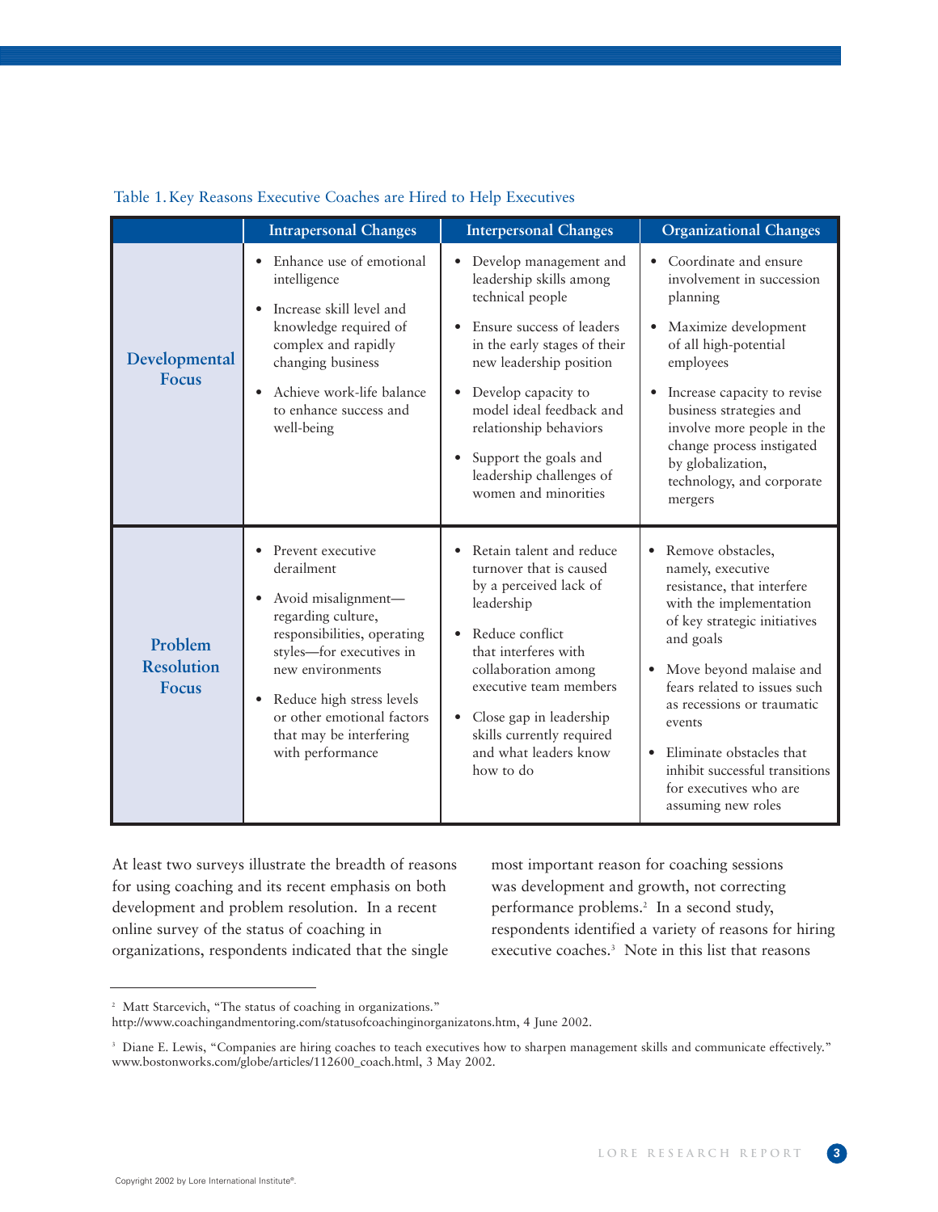Table 1. Key Reasons Executive Coaches are Hired to Help Executives

| | Intrapersonal Changes | Interpersonal Changes | Organizational Changes |
|---|---|---|---|
| **Developmental Focus** | • Enhance use of emotional intelligence<br>• Increase skill level and knowledge required of complex and rapidly changing business<br>• Achieve work-life balance to enhance success and well-being | • Develop management and leadership skills among technical people<br>• Ensure success of leaders in the early stages of their new leadership position<br>• Develop capacity to model ideal feedback and relationship behaviors<br>• Support the goals and leadership challenges of women and minorities | • Coordinate and ensure involvement in succession planning<br>• Maximize development of all high-potential employees<br>• Increase capacity to revise business strategies and involve more people in the change process instigated by globalization, technology, and corporate mergers |
| **Problem Resolution Focus** | • Prevent executive derailment<br>• Avoid misalignment—regarding culture, responsibilities, operating styles—for executives in new environments<br>• Reduce high stress levels or other emotional factors that may be interfering with performance | • Retain talent and reduce turnover that is caused by a perceived lack of leadership<br>• Reduce conflict that interferes with collaboration among executive team members<br>• Close gap in leadership skills currently required and what leaders know how to do | • Remove obstacles, namely, executive resistance, that interfere with the implementation of key strategic initiatives and goals<br>• Move beyond malaise and fears related to issues such as recessions or traumatic events<br>• Eliminate obstacles that inhibit successful transitions for executives who are assuming new roles |

At least two surveys illustrate the breadth of reasons for using coaching and its recent emphasis on both development and problem resolution. In a recent online survey of the status of coaching in organizations, respondents indicated that the single most important reason for coaching sessions was development and growth, not correcting performance problems.[2] In a second study, respondents identified a variety of reasons for hiring executive coaches.[3] Note in this list that reasons

---

[2] Matt Starcevich, "The status of coaching in organizations." http://www.coachingandmentoring.com/statusofcoachinginorganizatons.htm, 4 June 2002.

[3] Diane E. Lewis, "Companies are hiring coaches to teach executives how to sharpen management skills and communicate effectively." www.bostonworks.com/globe/articles/112600_coach.html, 3 May 2002.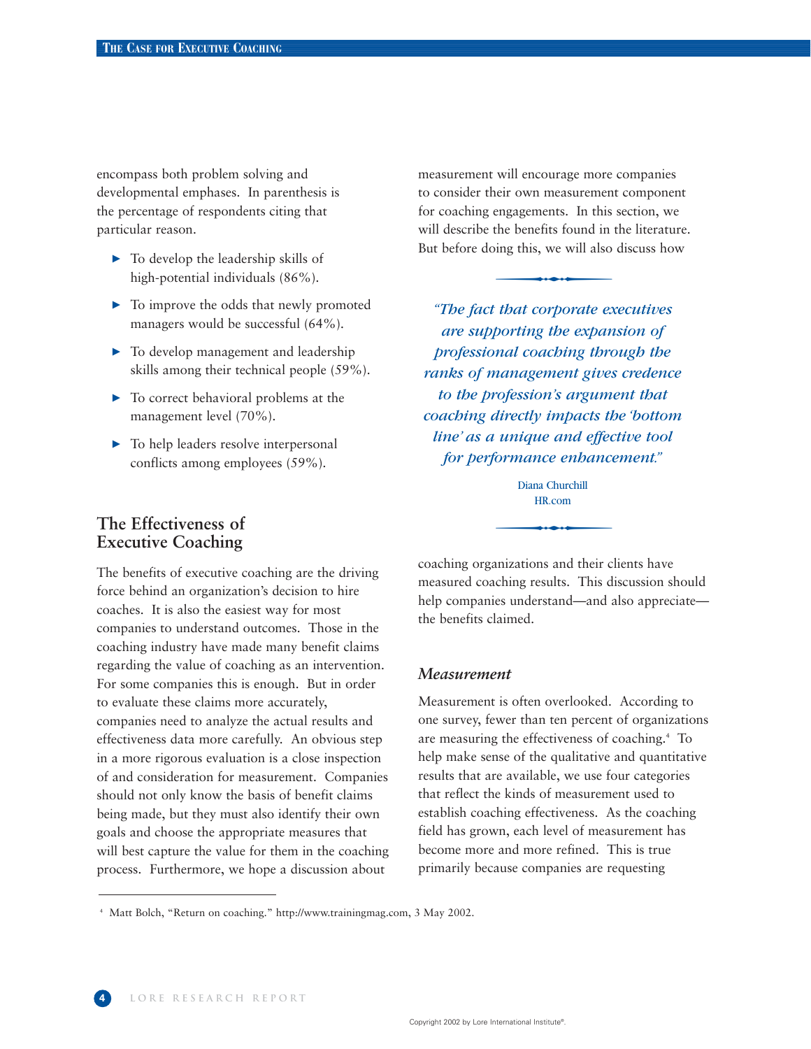encompass both problem solving and developmental emphases. In parenthesis is the percentage of respondents citing that particular reason.

- To develop the leadership skills of high-potential individuals (86%).
- To improve the odds that newly promoted managers would be successful (64%).
- To develop management and leadership skills among their technical people (59%).
- To correct behavioral problems at the management level (70%).
- To help leaders resolve interpersonal conflicts among employees (59%).

## The Effectiveness of Executive Coaching

The benefits of executive coaching are the driving force behind an organization's decision to hire coaches. It is also the easiest way for most companies to understand outcomes. Those in the coaching industry have made many benefit claims regarding the value of coaching as an intervention. For some companies this is enough. But in order to evaluate these claims more accurately, companies need to analyze the actual results and effectiveness data more carefully. An obvious step in a more rigorous evaluation is a close inspection of and consideration for measurement. Companies should not only know the basis of benefit claims being made, but they must also identify their own goals and choose the appropriate measures that will best capture the value for them in the coaching process. Furthermore, we hope a discussion about measurement will encourage more companies to consider their own measurement component for coaching engagements. In this section, we will describe the benefits found in the literature. But before doing this, we will also discuss how coaching organizations and their clients have measured coaching results. This discussion should help companies understand—and also appreciate—the benefits claimed.

> *"The fact that corporate executives are supporting the expansion of professional coaching through the ranks of management gives credence to the profession's argument that coaching directly impacts the 'bottom line' as a unique and effective tool for performance enhancement."*
>
> Diana Churchill
> HR.com

### *Measurement*

Measurement is often overlooked. According to one survey, fewer than ten percent of organizations are measuring the effectiveness of coaching.[4] To help make sense of the qualitative and quantitative results that are available, we use four categories that reflect the kinds of measurement used to establish coaching effectiveness. As the coaching field has grown, each level of measurement has become more and more refined. This is true primarily because companies are requesting

[4] Matt Bolch, "Return on coaching." http://www.trainingmag.com, 3 May 2002.

Copyright 2002 by Lore International Institute®.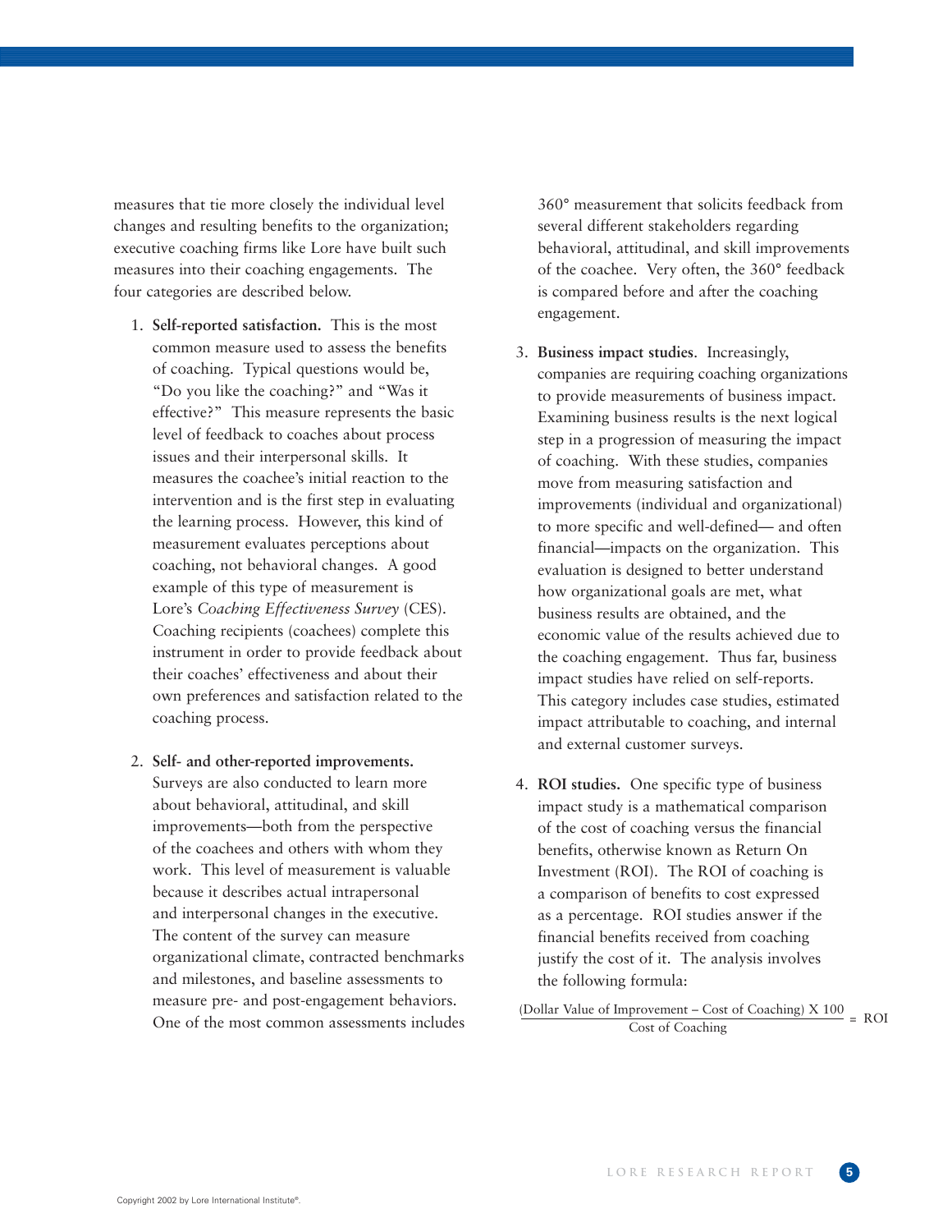measures that tie more closely the individual level changes and resulting benefits to the organization; executive coaching firms like Lore have built such measures into their coaching engagements. The four categories are described below.

1. **Self-reported satisfaction.** This is the most common measure used to assess the benefits of coaching. Typical questions would be, "Do you like the coaching?" and "Was it effective?" This measure represents the basic level of feedback to coaches about process issues and their interpersonal skills. It measures the coachee's initial reaction to the intervention and is the first step in evaluating the learning process. However, this kind of measurement evaluates perceptions about coaching, not behavioral changes. A good example of this type of measurement is Lore's *Coaching Effectiveness Survey* (CES). Coaching recipients (coachees) complete this instrument in order to provide feedback about their coaches' effectiveness and about their own preferences and satisfaction related to the coaching process.

2. **Self- and other-reported improvements.** Surveys are also conducted to learn more about behavioral, attitudinal, and skill improvements—both from the perspective of the coachees and others with whom they work. This level of measurement is valuable because it describes actual intrapersonal and interpersonal changes in the executive. The content of the survey can measure organizational climate, contracted benchmarks and milestones, and baseline assessments to measure pre- and post-engagement behaviors. One of the most common assessments includes 360° measurement that solicits feedback from several different stakeholders regarding behavioral, attitudinal, and skill improvements of the coachee. Very often, the 360° feedback is compared before and after the coaching engagement.

3. **Business impact studies**. Increasingly, companies are requiring coaching organizations to provide measurements of business impact. Examining business results is the next logical step in a progression of measuring the impact of coaching. With these studies, companies move from measuring satisfaction and improvements (individual and organizational) to more specific and well-defined— and often financial—impacts on the organization. This evaluation is designed to better understand how organizational goals are met, what business results are obtained, and the economic value of the results achieved due to the coaching engagement. Thus far, business impact studies have relied on self-reports. This category includes case studies, estimated impact attributable to coaching, and internal and external customer surveys.

4. **ROI studies.** One specific type of business impact study is a mathematical comparison of the cost of coaching versus the financial benefits, otherwise known as Return On Investment (ROI). The ROI of coaching is a comparison of benefits to cost expressed as a percentage. ROI studies answer if the financial benefits received from coaching justify the cost of it. The analysis involves the following formula:

$$\frac{(\text{Dollar Value of Improvement} - \text{Cost of Coaching}) \times 100}{\text{Cost of Coaching}} = \text{ROI}$$

Copyright 2002 by Lore International Institute®.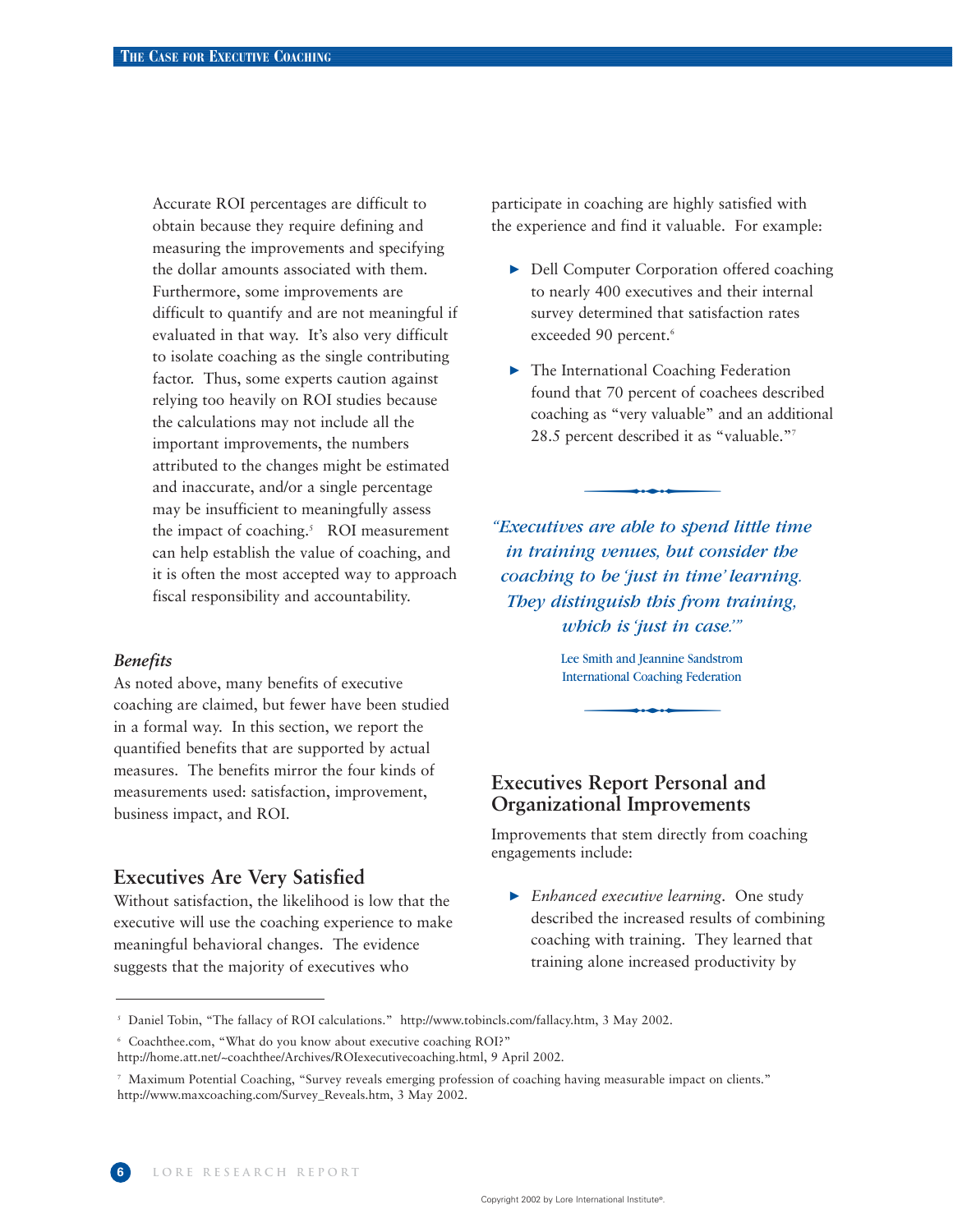Accurate ROI percentages are difficult to obtain because they require defining and measuring the improvements and specifying the dollar amounts associated with them. Furthermore, some improvements are difficult to quantify and are not meaningful if evaluated in that way. It's also very difficult to isolate coaching as the single contributing factor. Thus, some experts caution against relying too heavily on ROI studies because the calculations may not include all the important improvements, the numbers attributed to the changes might be estimated and inaccurate, and/or a single percentage may be insufficient to meaningfully assess the impact of coaching.[5] ROI measurement can help establish the value of coaching, and it is often the most accepted way to approach fiscal responsibility and accountability.

### *Benefits*

As noted above, many benefits of executive coaching are claimed, but fewer have been studied in a formal way. In this section, we report the quantified benefits that are supported by actual measures. The benefits mirror the four kinds of measurements used: satisfaction, improvement, business impact, and ROI.

## Executives Are Very Satisfied

Without satisfaction, the likelihood is low that the executive will use the coaching experience to make meaningful behavioral changes. The evidence suggests that the majority of executives who participate in coaching are highly satisfied with the experience and find it valuable. For example:

- Dell Computer Corporation offered coaching to nearly 400 executives and their internal survey determined that satisfaction rates exceeded 90 percent.[6]
- The International Coaching Federation found that 70 percent of coachees described coaching as "very valuable" and an additional 28.5 percent described it as "valuable."[7]

> *"Executives are able to spend little time in training venues, but consider the coaching to be 'just in time' learning. They distinguish this from training, which is 'just in case.'"*
>
> Lee Smith and Jeannine Sandstrom
> International Coaching Federation

## Executives Report Personal and Organizational Improvements

Improvements that stem directly from coaching engagements include:

- *Enhanced executive learning*. One study described the increased results of combining coaching with training. They learned that training alone increased productivity by

---

[5] Daniel Tobin, "The fallacy of ROI calculations." http://www.tobincls.com/fallacy.htm, 3 May 2002.

[6] Coachthee.com, "What do you know about executive coaching ROI?" http://home.att.net/~coachthee/Archives/ROIexecutivecoaching.html, 9 April 2002.

[7] Maximum Potential Coaching, "Survey reveals emerging profession of coaching having measurable impact on clients." http://www.maxcoaching.com/Survey_Reveals.htm, 3 May 2002.

Copyright 2002 by Lore International Institute®.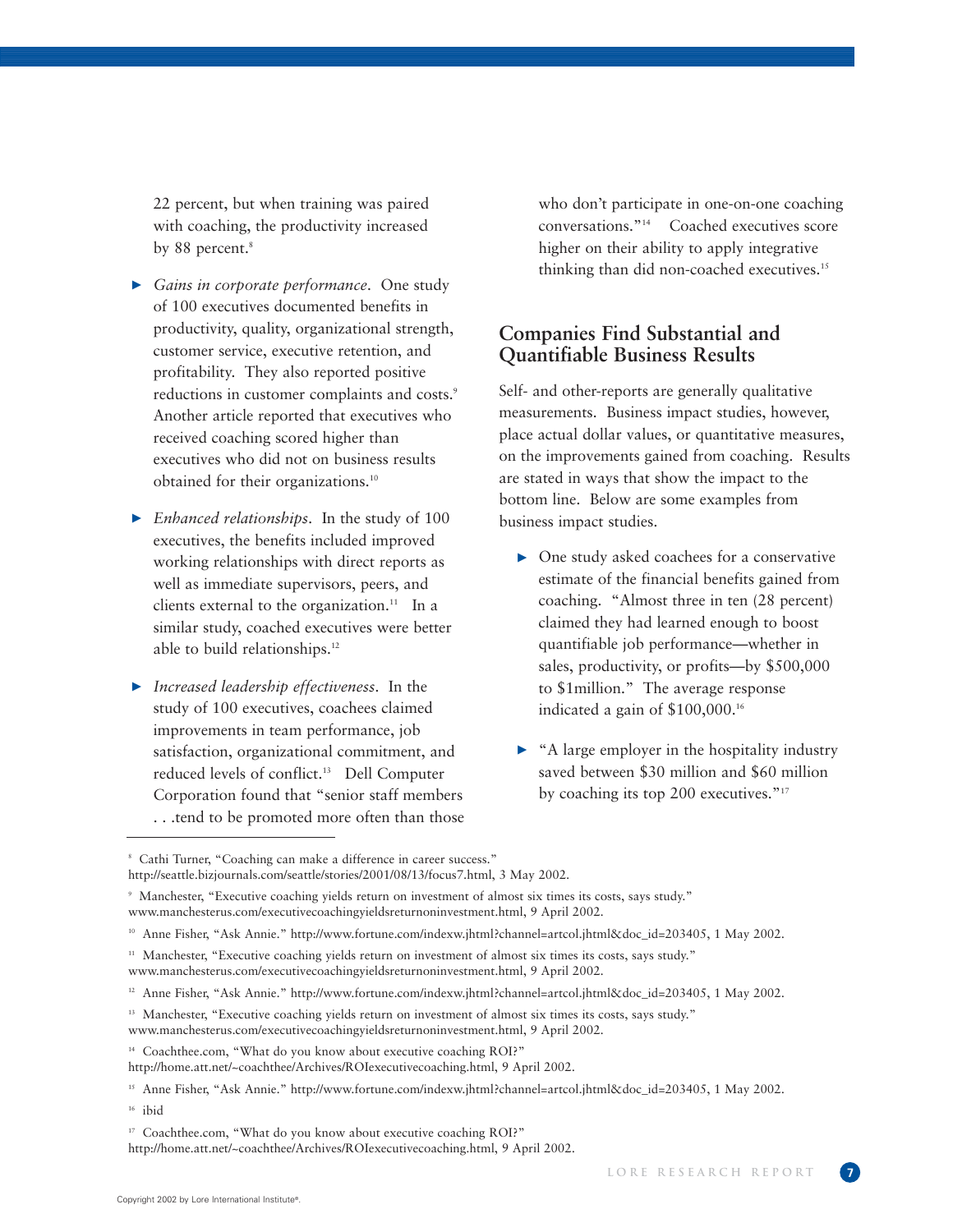22 percent, but when training was paired with coaching, the productivity increased by 88 percent.[8]

- *Gains in corporate performance*. One study of 100 executives documented benefits in productivity, quality, organizational strength, customer service, executive retention, and profitability. They also reported positive reductions in customer complaints and costs.[9] Another article reported that executives who received coaching scored higher than executives who did not on business results obtained for their organizations.[10]

- *Enhanced relationships*. In the study of 100 executives, the benefits included improved working relationships with direct reports as well as immediate supervisors, peers, and clients external to the organization.[11] In a similar study, coached executives were better able to build relationships.[12]

- *Increased leadership effectiveness*. In the study of 100 executives, coachees claimed improvements in team performance, job satisfaction, organizational commitment, and reduced levels of conflict.[13] Dell Computer Corporation found that "senior staff members . . .tend to be promoted more often than those who don't participate in one-on-one coaching conversations."[14] Coached executives score higher on their ability to apply integrative thinking than did non-coached executives.[15]

## Companies Find Substantial and Quantifiable Business Results

Self- and other-reports are generally qualitative measurements. Business impact studies, however, place actual dollar values, or quantitative measures, on the improvements gained from coaching. Results are stated in ways that show the impact to the bottom line. Below are some examples from business impact studies.

- One study asked coachees for a conservative estimate of the financial benefits gained from coaching. "Almost three in ten (28 percent) claimed they had learned enough to boost quantifiable job performance—whether in sales, productivity, or profits—by $500,000 to $1million." The average response indicated a gain of $100,000.[16]

- "A large employer in the hospitality industry saved between $30 million and $60 million by coaching its top 200 executives."[17]

---

[8] Cathi Turner, "Coaching can make a difference in career success." http://seattle.bizjournals.com/seattle/stories/2001/08/13/focus7.html, 3 May 2002.

[9] Manchester, "Executive coaching yields return on investment of almost six times its costs, says study." www.manchesterus.com/executivecoachingyieldsreturnoninvestment.html, 9 April 2002.

[10] Anne Fisher, "Ask Annie." http://www.fortune.com/indexw.jhtml?channel=artcol.jhtml&doc_id=203405, 1 May 2002.

[11] Manchester, "Executive coaching yields return on investment of almost six times its costs, says study." www.manchesterus.com/executivecoachingyieldsreturnoninvestment.html, 9 April 2002.

[12] Anne Fisher, "Ask Annie." http://www.fortune.com/indexw.jhtml?channel=artcol.jhtml&doc_id=203405, 1 May 2002.

[13] Manchester, "Executive coaching yields return on investment of almost six times its costs, says study." www.manchesterus.com/executivecoachingyieldsreturnoninvestment.html, 9 April 2002.

[14] Coachthee.com, "What do you know about executive coaching ROI?" http://home.att.net/~coachthee/Archives/ROIexecutivecoaching.html, 9 April 2002.

[15] Anne Fisher, "Ask Annie." http://www.fortune.com/indexw.jhtml?channel=artcol.jhtml&doc_id=203405, 1 May 2002.

[16] ibid

[17] Coachthee.com, "What do you know about executive coaching ROI?" http://home.att.net/~coachthee/Archives/ROIexecutivecoaching.html, 9 April 2002.

Copyright 2002 by Lore International Institute®.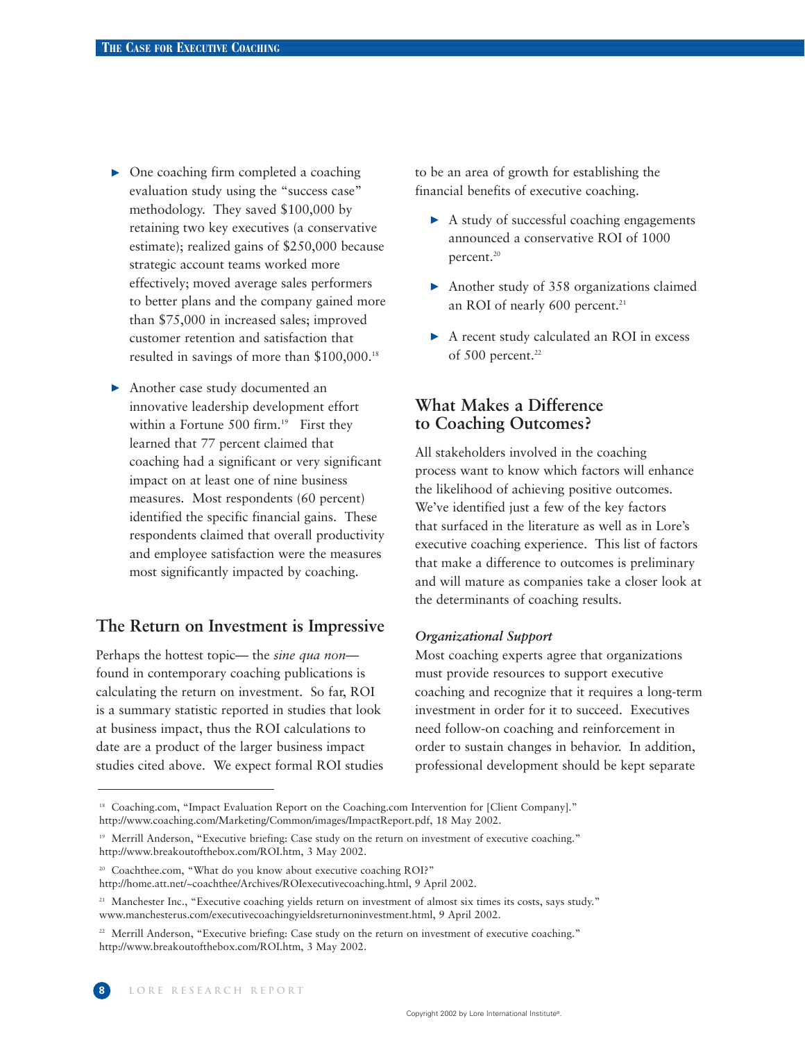- One coaching firm completed a coaching evaluation study using the "success case" methodology. They saved $100,000 by retaining two key executives (a conservative estimate); realized gains of $250,000 because strategic account teams worked more effectively; moved average sales performers to better plans and the company gained more than $75,000 in increased sales; improved customer retention and satisfaction that resulted in savings of more than $100,000.[18]

- Another case study documented an innovative leadership development effort within a Fortune 500 firm.[19] First they learned that 77 percent claimed that coaching had a significant or very significant impact on at least one of nine business measures. Most respondents (60 percent) identified the specific financial gains. These respondents claimed that overall productivity and employee satisfaction were the measures most significantly impacted by coaching.

## The Return on Investment is Impressive

Perhaps the hottest topic— the *sine qua non*— found in contemporary coaching publications is calculating the return on investment. So far, ROI is a summary statistic reported in studies that look at business impact, thus the ROI calculations to date are a product of the larger business impact studies cited above. We expect formal ROI studies to be an area of growth for establishing the financial benefits of executive coaching.

- A study of successful coaching engagements announced a conservative ROI of 1000 percent.[20]

- Another study of 358 organizations claimed an ROI of nearly 600 percent.[21]

- A recent study calculated an ROI in excess of 500 percent.[22]

## What Makes a Difference to Coaching Outcomes?

All stakeholders involved in the coaching process want to know which factors will enhance the likelihood of achieving positive outcomes. We've identified just a few of the key factors that surfaced in the literature as well as in Lore's executive coaching experience. This list of factors that make a difference to outcomes is preliminary and will mature as companies take a closer look at the determinants of coaching results.

***Organizational Support***

Most coaching experts agree that organizations must provide resources to support executive coaching and recognize that it requires a long-term investment in order for it to succeed. Executives need follow-on coaching and reinforcement in order to sustain changes in behavior. In addition, professional development should be kept separate

---

[18] Coaching.com, "Impact Evaluation Report on the Coaching.com Intervention for [Client Company]." http://www.coaching.com/Marketing/Common/images/ImpactReport.pdf, 18 May 2002.

[19] Merrill Anderson, "Executive briefing: Case study on the return on investment of executive coaching." http://www.breakoutofthebox.com/ROI.htm, 3 May 2002.

[20] Coachthee.com, "What do you know about executive coaching ROI?" http://home.att.net/~coachthee/Archives/ROIexecutivecoaching.html, 9 April 2002.

[21] Manchester Inc., "Executive coaching yields return on investment of almost six times its costs, says study." www.manchesterus.com/executivecoachingyieldsreturnoninvestment.html, 9 April 2002.

[22] Merrill Anderson, "Executive briefing: Case study on the return on investment of executive coaching." http://www.breakoutofthebox.com/ROI.htm, 3 May 2002.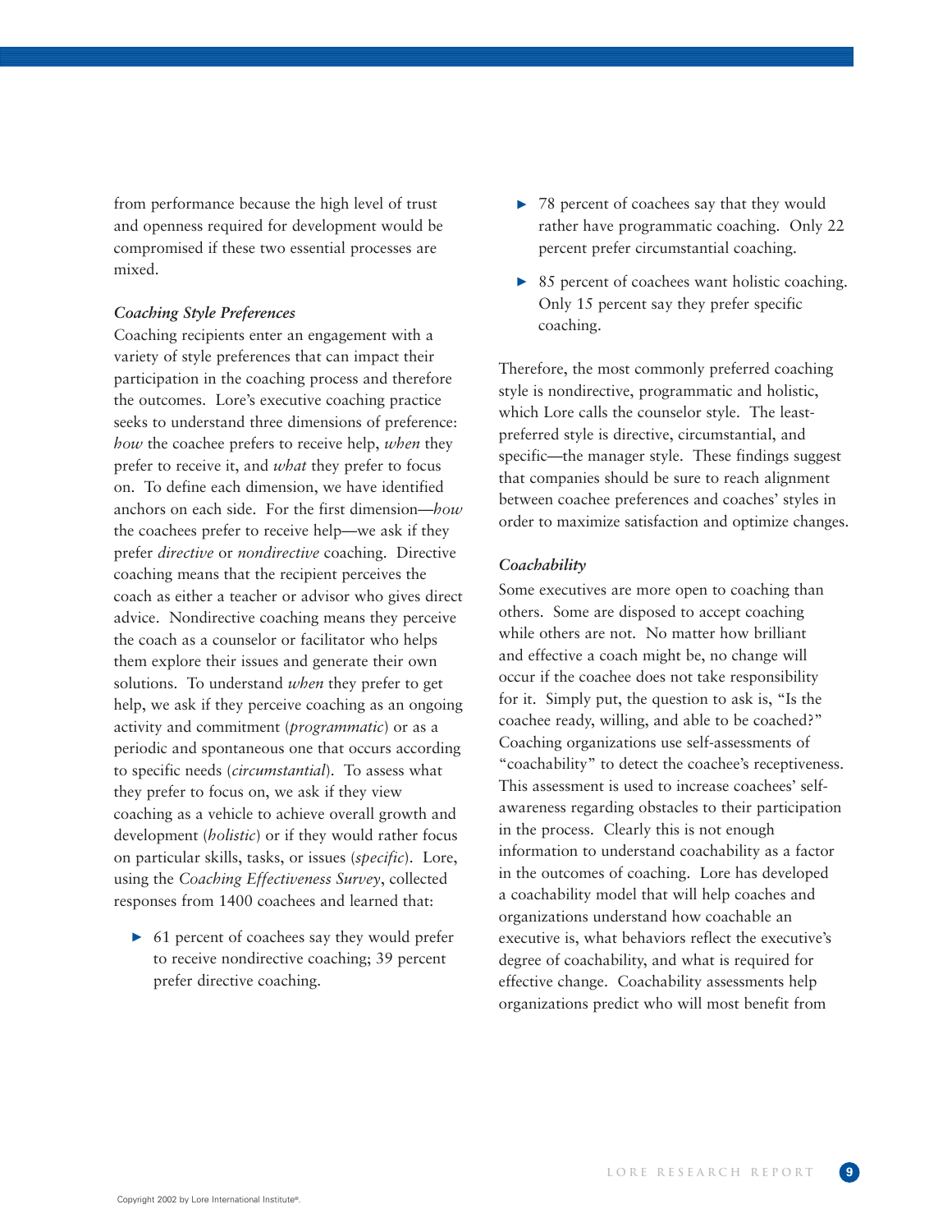from performance because the high level of trust and openness required for development would be compromised if these two essential processes are mixed.

*Coaching Style Preferences*

Coaching recipients enter an engagement with a variety of style preferences that can impact their participation in the coaching process and therefore the outcomes. Lore's executive coaching practice seeks to understand three dimensions of preference: *how* the coachee prefers to receive help, *when* they prefer to receive it, and *what* they prefer to focus on. To define each dimension, we have identified anchors on each side. For the first dimension—*how* the coachees prefer to receive help—we ask if they prefer *directive* or *nondirective* coaching. Directive coaching means that the recipient perceives the coach as either a teacher or advisor who gives direct advice. Nondirective coaching means they perceive the coach as a counselor or facilitator who helps them explore their issues and generate their own solutions. To understand *when* they prefer to get help, we ask if they perceive coaching as an ongoing activity and commitment (*programmatic*) or as a periodic and spontaneous one that occurs according to specific needs (*circumstantial*). To assess what they prefer to focus on, we ask if they view coaching as a vehicle to achieve overall growth and development (*holistic*) or if they would rather focus on particular skills, tasks, or issues (*specific*). Lore, using the *Coaching Effectiveness Survey*, collected responses from 1400 coachees and learned that:

- 61 percent of coachees say they would prefer to receive nondirective coaching; 39 percent prefer directive coaching.
- 78 percent of coachees say that they would rather have programmatic coaching. Only 22 percent prefer circumstantial coaching.
- 85 percent of coachees want holistic coaching. Only 15 percent say they prefer specific coaching.

Therefore, the most commonly preferred coaching style is nondirective, programmatic and holistic, which Lore calls the counselor style. The least-preferred style is directive, circumstantial, and specific—the manager style. These findings suggest that companies should be sure to reach alignment between coachee preferences and coaches' styles in order to maximize satisfaction and optimize changes.

*Coachability*

Some executives are more open to coaching than others. Some are disposed to accept coaching while others are not. No matter how brilliant and effective a coach might be, no change will occur if the coachee does not take responsibility for it. Simply put, the question to ask is, "Is the coachee ready, willing, and able to be coached?" Coaching organizations use self-assessments of "coachability" to detect the coachee's receptiveness. This assessment is used to increase coachees' self-awareness regarding obstacles to their participation in the process. Clearly this is not enough information to understand coachability as a factor in the outcomes of coaching. Lore has developed a coachability model that will help coaches and organizations understand how coachable an executive is, what behaviors reflect the executive's degree of coachability, and what is required for effective change. Coachability assessments help organizations predict who will most benefit from

Copyright 2002 by Lore International Institute®.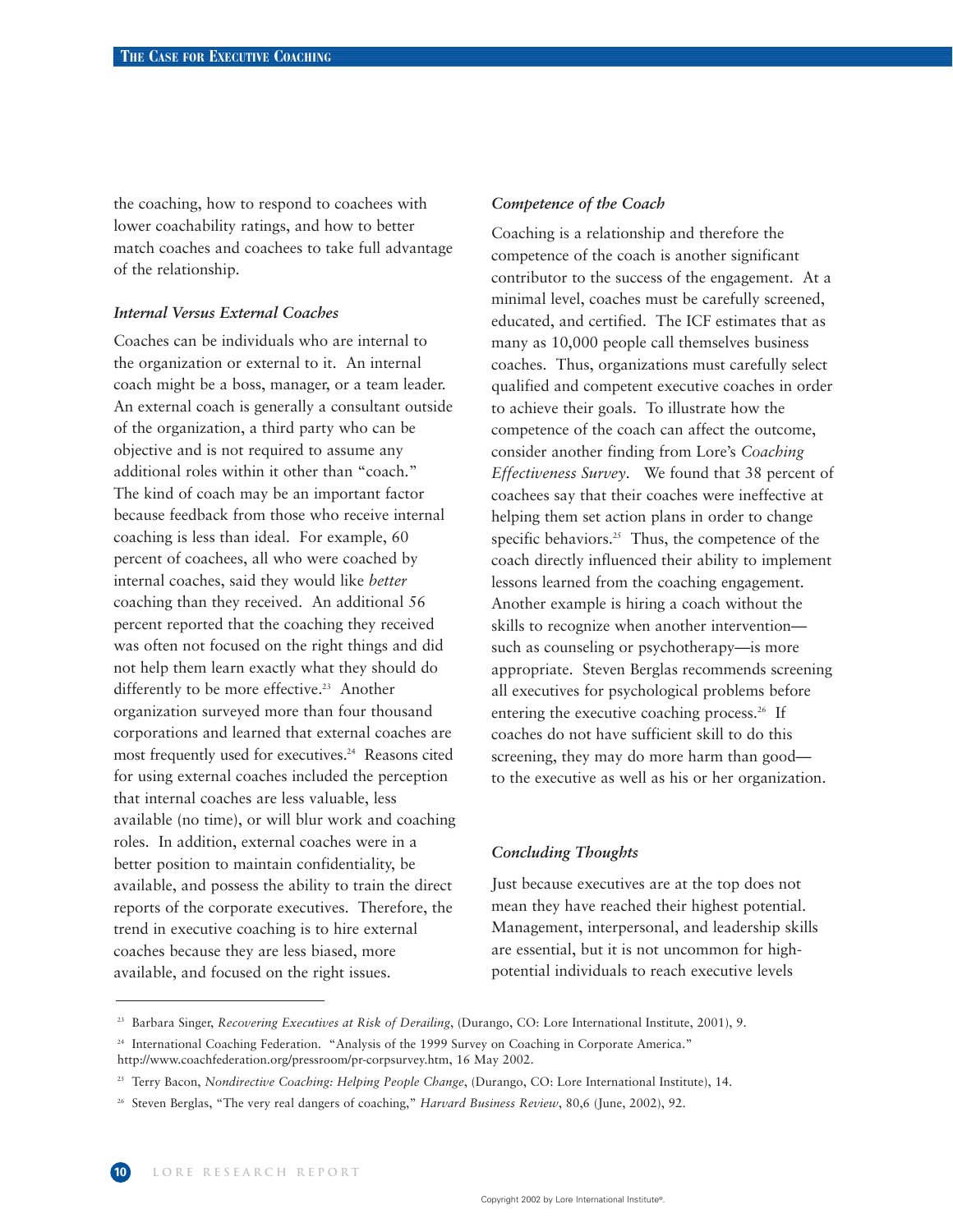the coaching, how to respond to coachees with lower coachability ratings, and how to better match coaches and coachees to take full advantage of the relationship.

### *Internal Versus External Coaches*

Coaches can be individuals who are internal to the organization or external to it. An internal coach might be a boss, manager, or a team leader. An external coach is generally a consultant outside of the organization, a third party who can be objective and is not required to assume any additional roles within it other than "coach." The kind of coach may be an important factor because feedback from those who receive internal coaching is less than ideal. For example, 60 percent of coachees, all who were coached by internal coaches, said they would like *better* coaching than they received. An additional 56 percent reported that the coaching they received was often not focused on the right things and did not help them learn exactly what they should do differently to be more effective.[23] Another organization surveyed more than four thousand corporations and learned that external coaches are most frequently used for executives.[24] Reasons cited for using external coaches included the perception that internal coaches are less valuable, less available (no time), or will blur work and coaching roles. In addition, external coaches were in a better position to maintain confidentiality, be available, and possess the ability to train the direct reports of the corporate executives. Therefore, the trend in executive coaching is to hire external coaches because they are less biased, more available, and focused on the right issues.

### *Competence of the Coach*

Coaching is a relationship and therefore the competence of the coach is another significant contributor to the success of the engagement. At a minimal level, coaches must be carefully screened, educated, and certified. The ICF estimates that as many as 10,000 people call themselves business coaches. Thus, organizations must carefully select qualified and competent executive coaches in order to achieve their goals. To illustrate how the competence of the coach can affect the outcome, consider another finding from Lore's *Coaching Effectiveness Survey*. We found that 38 percent of coachees say that their coaches were ineffective at helping them set action plans in order to change specific behaviors.[25] Thus, the competence of the coach directly influenced their ability to implement lessons learned from the coaching engagement. Another example is hiring a coach without the skills to recognize when another intervention—such as counseling or psychotherapy—is more appropriate. Steven Berglas recommends screening all executives for psychological problems before entering the executive coaching process.[26] If coaches do not have sufficient skill to do this screening, they may do more harm than good—to the executive as well as his or her organization.

### *Concluding Thoughts*

Just because executives are at the top does not mean they have reached their highest potential. Management, interpersonal, and leadership skills are essential, but it is not uncommon for high-potential individuals to reach executive levels

---

[23] Barbara Singer, *Recovering Executives at Risk of Derailing*, (Durango, CO: Lore International Institute, 2001), 9.

[24] International Coaching Federation. "Analysis of the 1999 Survey on Coaching in Corporate America." http://www.coachfederation.org/pressroom/pr-corpsurvey.htm, 16 May 2002.

[25] Terry Bacon, *Nondirective Coaching: Helping People Change*, (Durango, CO: Lore International Institute), 14.

[26] Steven Berglas, "The very real dangers of coaching," *Harvard Business Review*, 80,6 (June, 2002), 92.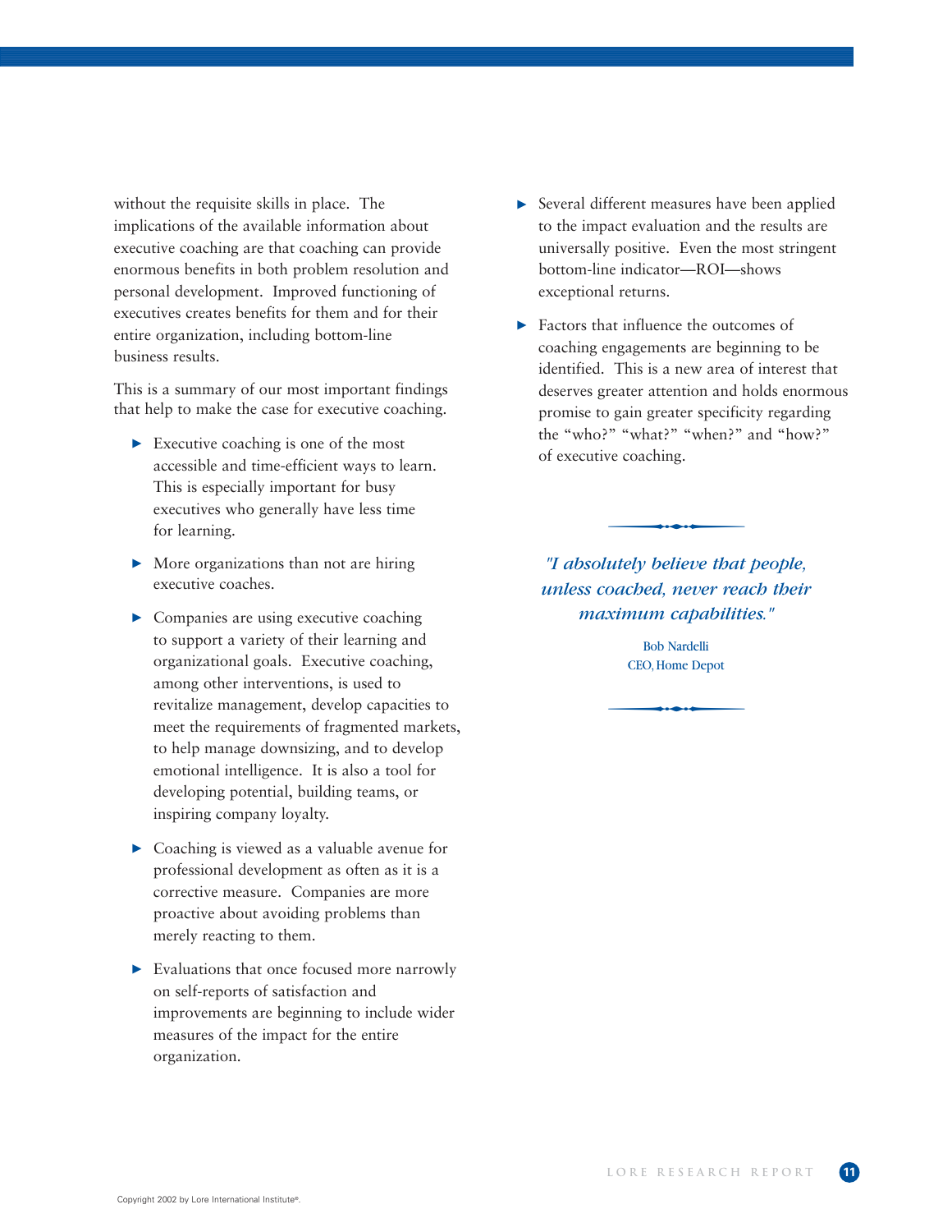without the requisite skills in place. The implications of the available information about executive coaching are that coaching can provide enormous benefits in both problem resolution and personal development. Improved functioning of executives creates benefits for them and for their entire organization, including bottom-line business results.

This is a summary of our most important findings that help to make the case for executive coaching.

- Executive coaching is one of the most accessible and time-efficient ways to learn. This is especially important for busy executives who generally have less time for learning.
- More organizations than not are hiring executive coaches.
- Companies are using executive coaching to support a variety of their learning and organizational goals. Executive coaching, among other interventions, is used to revitalize management, develop capacities to meet the requirements of fragmented markets, to help manage downsizing, and to develop emotional intelligence. It is also a tool for developing potential, building teams, or inspiring company loyalty.
- Coaching is viewed as a valuable avenue for professional development as often as it is a corrective measure. Companies are more proactive about avoiding problems than merely reacting to them.
- Evaluations that once focused more narrowly on self-reports of satisfaction and improvements are beginning to include wider measures of the impact for the entire organization.
- Several different measures have been applied to the impact evaluation and the results are universally positive. Even the most stringent bottom-line indicator—ROI—shows exceptional returns.
- Factors that influence the outcomes of coaching engagements are beginning to be identified. This is a new area of interest that deserves greater attention and holds enormous promise to gain greater specificity regarding the "who?" "what?" "when?" and "how?" of executive coaching.

*"I absolutely believe that people, unless coached, never reach their maximum capabilities."*

Bob Nardelli
CEO, Home Depot

Copyright 2002 by Lore International Institute®.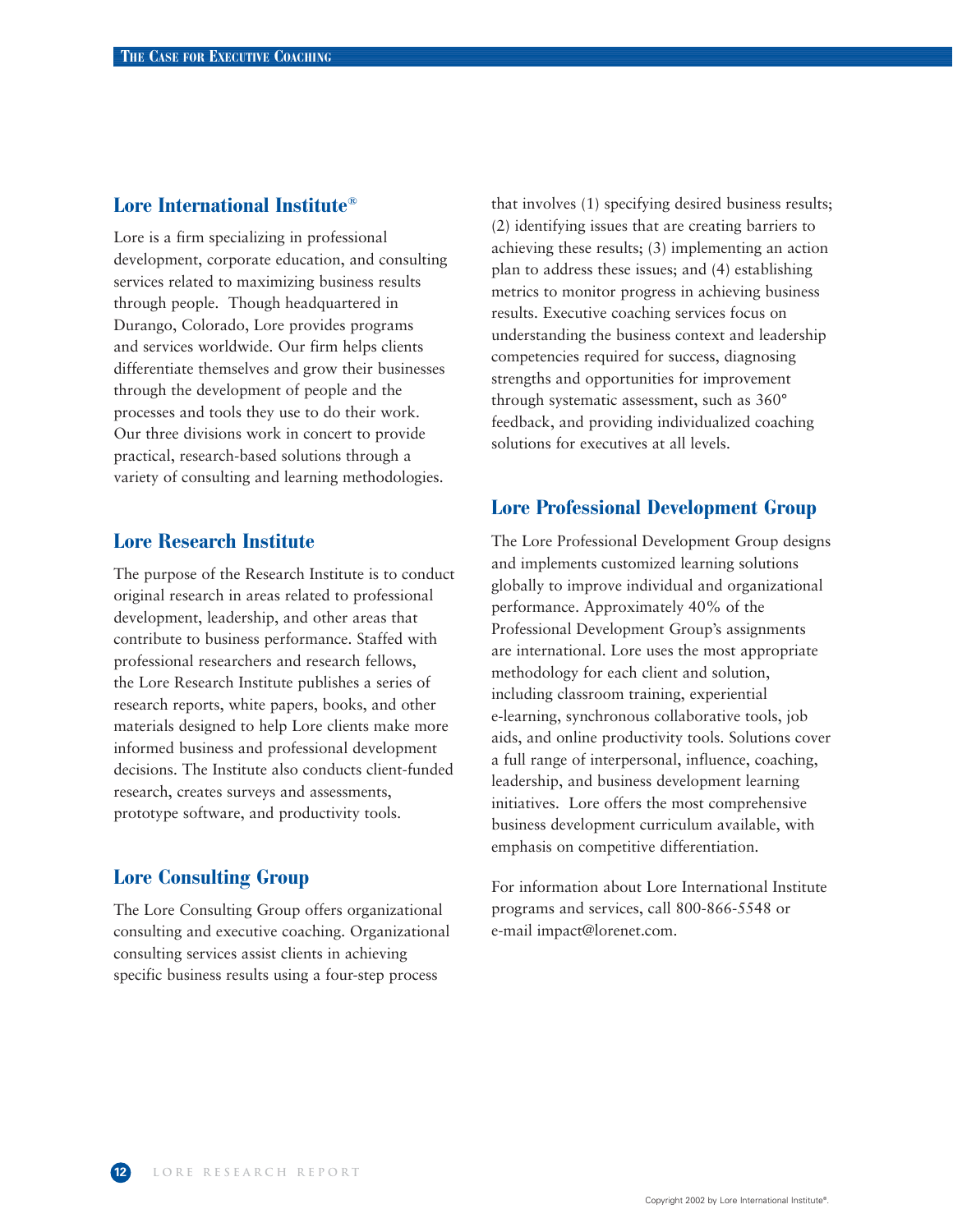## Lore International Institute®

Lore is a firm specializing in professional development, corporate education, and consulting services related to maximizing business results through people. Though headquartered in Durango, Colorado, Lore provides programs and services worldwide. Our firm helps clients differentiate themselves and grow their businesses through the development of people and the processes and tools they use to do their work. Our three divisions work in concert to provide practical, research-based solutions through a variety of consulting and learning methodologies.

## Lore Research Institute

The purpose of the Research Institute is to conduct original research in areas related to professional development, leadership, and other areas that contribute to business performance. Staffed with professional researchers and research fellows, the Lore Research Institute publishes a series of research reports, white papers, books, and other materials designed to help Lore clients make more informed business and professional development decisions. The Institute also conducts client-funded research, creates surveys and assessments, prototype software, and productivity tools.

## Lore Consulting Group

The Lore Consulting Group offers organizational consulting and executive coaching. Organizational consulting services assist clients in achieving specific business results using a four-step process that involves (1) specifying desired business results; (2) identifying issues that are creating barriers to achieving these results; (3) implementing an action plan to address these issues; and (4) establishing metrics to monitor progress in achieving business results. Executive coaching services focus on understanding the business context and leadership competencies required for success, diagnosing strengths and opportunities for improvement through systematic assessment, such as 360° feedback, and providing individualized coaching solutions for executives at all levels.

## Lore Professional Development Group

The Lore Professional Development Group designs and implements customized learning solutions globally to improve individual and organizational performance. Approximately 40% of the Professional Development Group's assignments are international. Lore uses the most appropriate methodology for each client and solution, including classroom training, experiential e-learning, synchronous collaborative tools, job aids, and online productivity tools. Solutions cover a full range of interpersonal, influence, coaching, leadership, and business development learning initiatives. Lore offers the most comprehensive business development curriculum available, with emphasis on competitive differentiation.

For information about Lore International Institute programs and services, call 800-866-5548 or e-mail impact@lorenet.com.

Copyright 2002 by Lore International Institute®.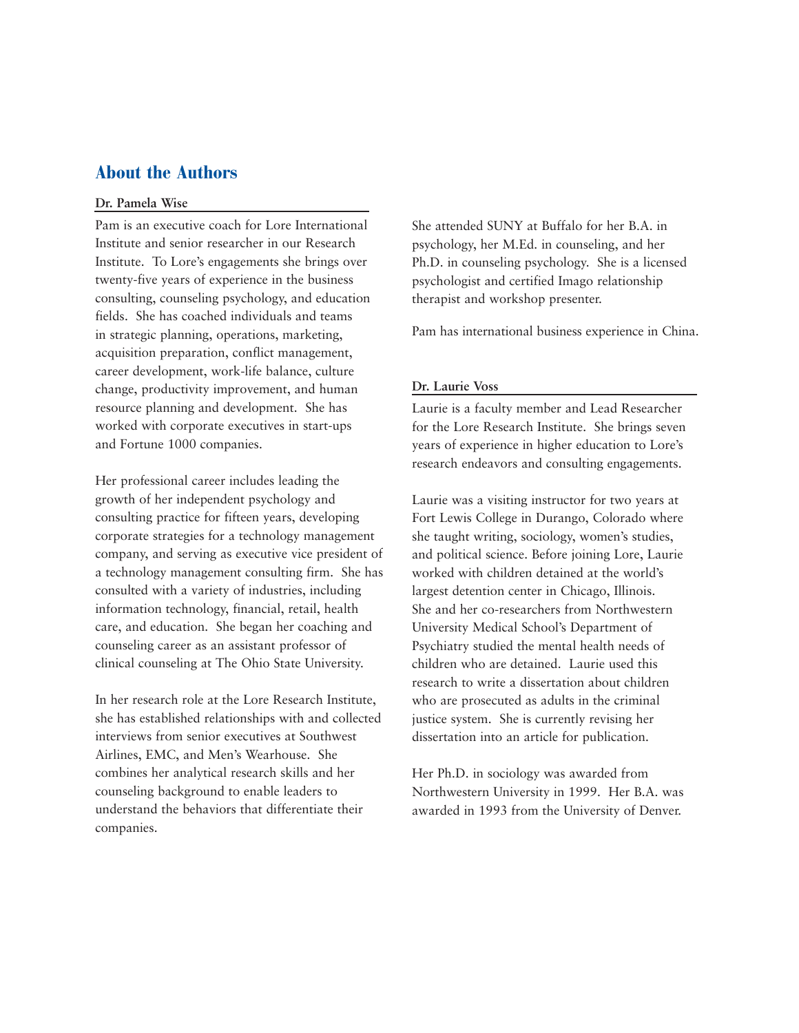## About the Authors

### Dr. Pamela Wise

Pam is an executive coach for Lore International Institute and senior researcher in our Research Institute. To Lore's engagements she brings over twenty-five years of experience in the business consulting, counseling psychology, and education fields. She has coached individuals and teams in strategic planning, operations, marketing, acquisition preparation, conflict management, career development, work-life balance, culture change, productivity improvement, and human resource planning and development. She has worked with corporate executives in start-ups and Fortune 1000 companies.

Her professional career includes leading the growth of her independent psychology and consulting practice for fifteen years, developing corporate strategies for a technology management company, and serving as executive vice president of a technology management consulting firm. She has consulted with a variety of industries, including information technology, financial, retail, health care, and education. She began her coaching and counseling career as an assistant professor of clinical counseling at The Ohio State University.

In her research role at the Lore Research Institute, she has established relationships with and collected interviews from senior executives at Southwest Airlines, EMC, and Men's Wearhouse. She combines her analytical research skills and her counseling background to enable leaders to understand the behaviors that differentiate their companies.

She attended SUNY at Buffalo for her B.A. in psychology, her M.Ed. in counseling, and her Ph.D. in counseling psychology. She is a licensed psychologist and certified Imago relationship therapist and workshop presenter.

Pam has international business experience in China.

### Dr. Laurie Voss

Laurie is a faculty member and Lead Researcher for the Lore Research Institute. She brings seven years of experience in higher education to Lore's research endeavors and consulting engagements.

Laurie was a visiting instructor for two years at Fort Lewis College in Durango, Colorado where she taught writing, sociology, women's studies, and political science. Before joining Lore, Laurie worked with children detained at the world's largest detention center in Chicago, Illinois. She and her co-researchers from Northwestern University Medical School's Department of Psychiatry studied the mental health needs of children who are detained. Laurie used this research to write a dissertation about children who are prosecuted as adults in the criminal justice system. She is currently revising her dissertation into an article for publication.

Her Ph.D. in sociology was awarded from Northwestern University in 1999. Her B.A. was awarded in 1993 from the University of Denver.